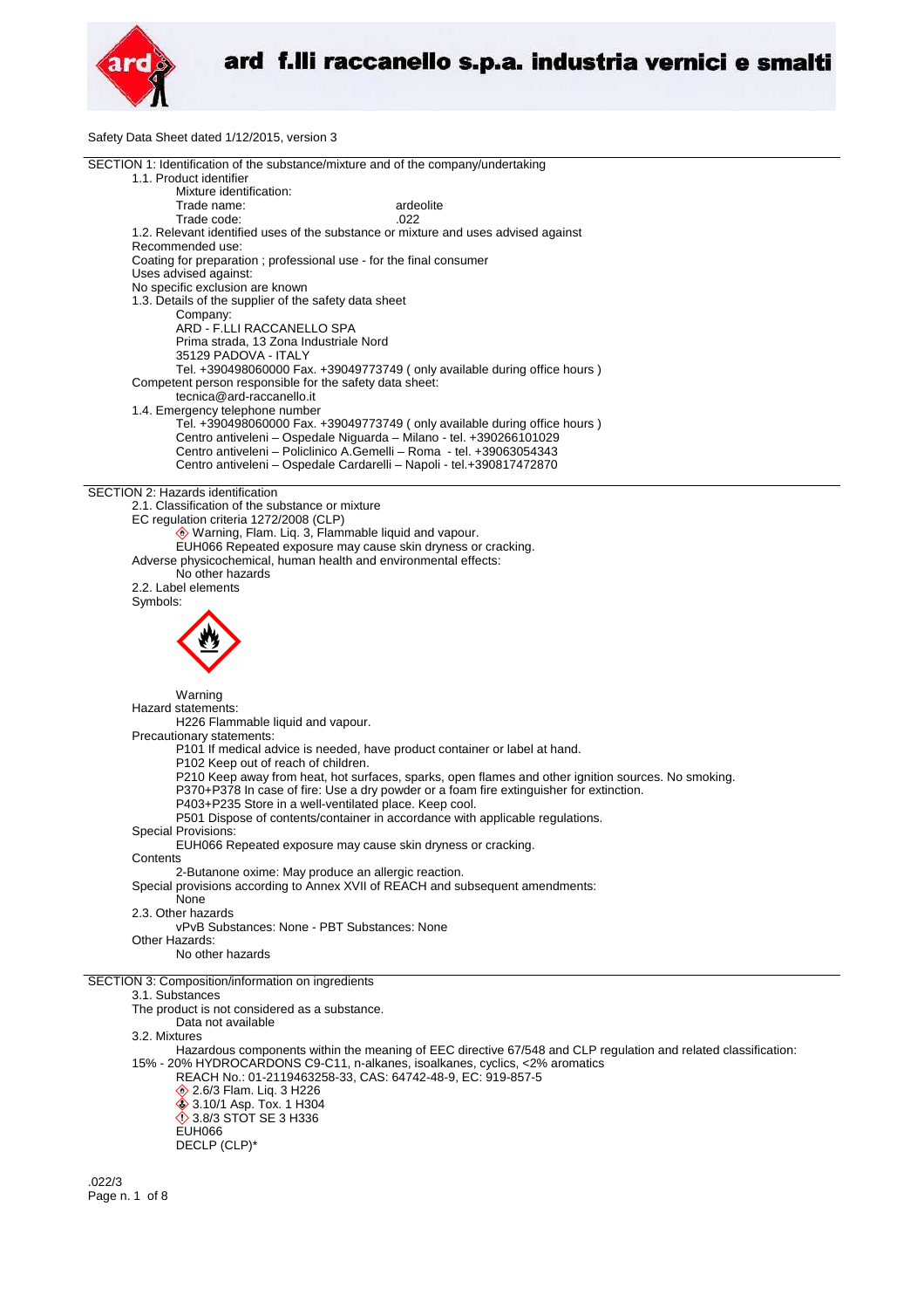Safety Data Sheet dated 1/12/2015, version 3

## SECTION 1: Identification of the substance/mixture and of the company/undertaking

1.1. Product identifier

Mixture identification:

Trade name: ardeolite

Trade code: .022

1.2. Relevant identified uses of the substance or mixture and uses advised against

Recommended use:

Coating for preparation ; professional use - for the final consumer

Uses advised against:

No specific exclusion are known

1.3. Details of the supplier of the safety data sheet

Company:

ARD - F.LLI RACCANELLO SPA
Prima strada, 13 Zona Industriale Nord
35129 PADOVA - ITALY
Tel. +390498060000 Fax. +39049773749 ( only available during office hours )

Competent person responsible for the safety data sheet:

tecnica@ard-raccanello.it

1.4. Emergency telephone number

Tel. +390498060000 Fax. +39049773749 ( only available during office hours )
Centro antiveleni – Ospedale Niguarda – Milano - tel. +390266101029
Centro antiveleni – Policlinico A.Gemelli – Roma - tel. +39063054343
Centro antiveleni – Ospedale Cardarelli – Napoli - tel.+390817472870

## SECTION 2: Hazards identification

2.1. Classification of the substance or mixture

EC regulation criteria 1272/2008 (CLP)

Warning, Flam. Liq. 3, Flammable liquid and vapour.
EUH066 Repeated exposure may cause skin dryness or cracking.

Adverse physicochemical, human health and environmental effects:

No other hazards

2.2. Label elements

Symbols:

Warning

Hazard statements:

H226 Flammable liquid and vapour.

Precautionary statements:

P101 If medical advice is needed, have product container or label at hand.
P102 Keep out of reach of children.
P210 Keep away from heat, hot surfaces, sparks, open flames and other ignition sources. No smoking.
P370+P378 In case of fire: Use a dry powder or a foam fire extinguisher for extinction.
P403+P235 Store in a well-ventilated place. Keep cool.
P501 Dispose of contents/container in accordance with applicable regulations.

Special Provisions:

EUH066 Repeated exposure may cause skin dryness or cracking.

Contents

2-Butanone oxime: May produce an allergic reaction.

Special provisions according to Annex XVII of REACH and subsequent amendments:

None

2.3. Other hazards

vPvB Substances: None - PBT Substances: None

Other Hazards:

No other hazards

## SECTION 3: Composition/information on ingredients

3.1. Substances

The product is not considered as a substance.

Data not available

3.2. Mixtures

Hazardous components within the meaning of EEC directive 67/548 and CLP regulation and related classification:

15% - 20% HYDROCARDONS C9-C11, n-alkanes, isoalkanes, cyclics, <2% aromatics

REACH No.: 01-2119463258-33, CAS: 64742-48-9, EC: 919-857-5

2.6/3 Flam. Liq. 3 H226
3.10/1 Asp. Tox. 1 H304
3.8/3 STOT SE 3 H336
EUH066
DECLP (CLP)*

.022/3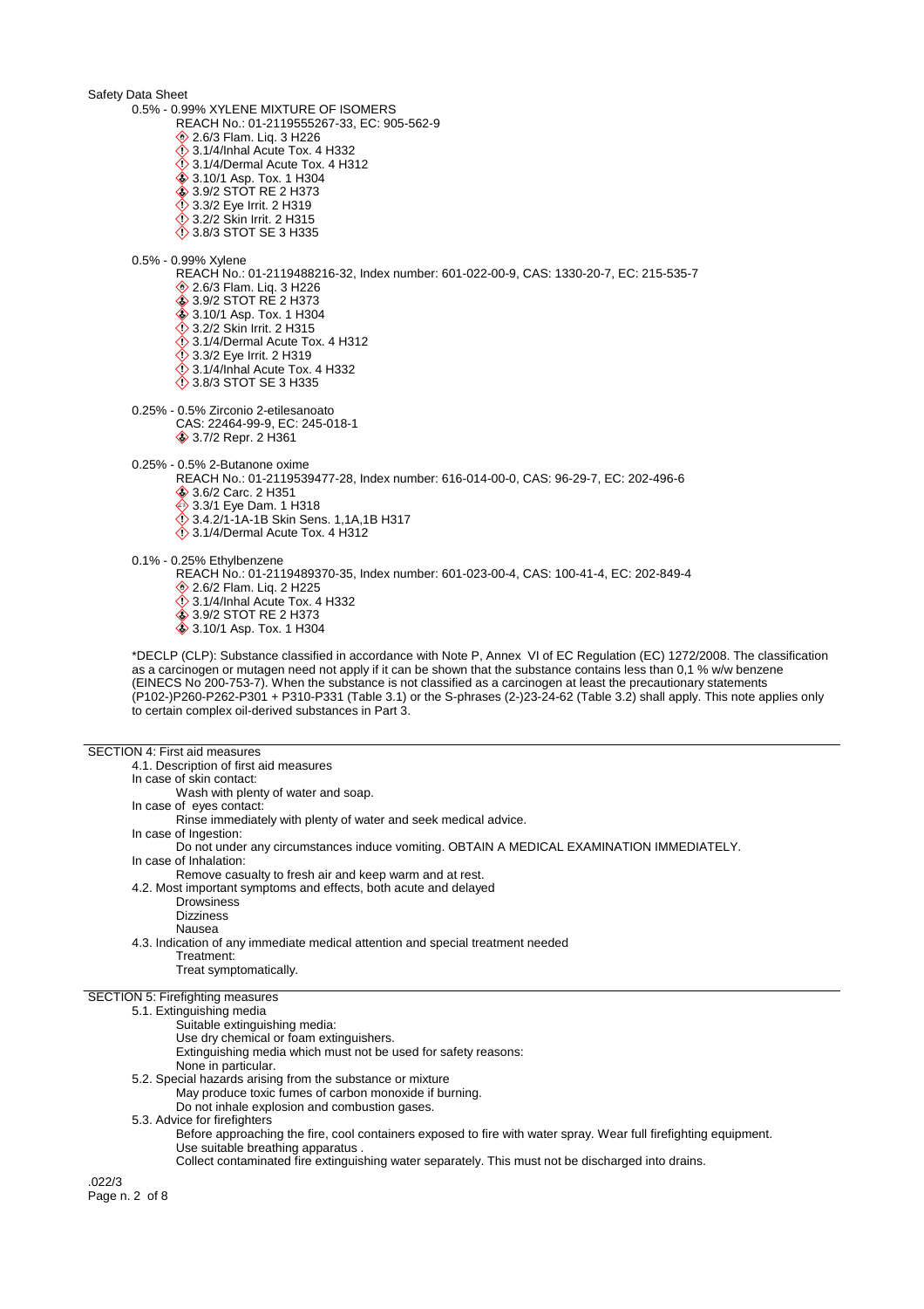0.5% - 0.99% XYLENE MIXTURE OF ISOMERS

REACH No.: 01-2119555267-33, EC: 905-562-9

- 2.6/3 Flam. Liq. 3 H226
- 3.1/4/Inhal Acute Tox. 4 H332
- 3.1/4/Dermal Acute Tox. 4 H312
- 3.10/1 Asp. Tox. 1 H304
- 3.9/2 STOT RE 2 H373
- 3.3/2 Eye Irrit. 2 H319
- 3.2/2 Skin Irrit. 2 H315
- 3.8/3 STOT SE 3 H335

0.5% - 0.99% Xylene

REACH No.: 01-2119488216-32, Index number: 601-022-00-9, CAS: 1330-20-7, EC: 215-535-7

- 2.6/3 Flam. Liq. 3 H226
- 3.9/2 STOT RE 2 H373
- 3.10/1 Asp. Tox. 1 H304
- 3.2/2 Skin Irrit. 2 H315
- 3.1/4/Dermal Acute Tox. 4 H312
- 3.3/2 Eye Irrit. 2 H319
- 3.1/4/Inhal Acute Tox. 4 H332
- 3.8/3 STOT SE 3 H335

0.25% - 0.5% Zirconio 2-etilesanoato

CAS: 22464-99-9, EC: 245-018-1

- 3.7/2 Repr. 2 H361

0.25% - 0.5% 2-Butanone oxime

REACH No.: 01-2119539477-28, Index number: 616-014-00-0, CAS: 96-29-7, EC: 202-496-6

- 3.6/2 Carc. 2 H351
- 3.3/1 Eye Dam. 1 H318
- 3.4.2/1-1A-1B Skin Sens. 1,1A,1B H317
- 3.1/4/Dermal Acute Tox. 4 H312

0.1% - 0.25% Ethylbenzene

REACH No.: 01-2119489370-35, Index number: 601-023-00-4, CAS: 100-41-4, EC: 202-849-4

- 2.6/2 Flam. Liq. 2 H225
- 3.1/4/Inhal Acute Tox. 4 H332
- 3.9/2 STOT RE 2 H373
- 3.10/1 Asp. Tox. 1 H304

*DECLP (CLP): Substance classified in accordance with Note P, Annex VI of EC Regulation (EC) 1272/2008. The classification as a carcinogen or mutagen need not apply if it can be shown that the substance contains less than 0,1 % w/w benzene (EINECS No 200-753-7). When the substance is not classified as a carcinogen at least the precautionary statements (P102-)P260-P262-P301 + P310-P331 (Table 3.1) or the S-phrases (2-)23-24-62 (Table 3.2) shall apply. This note applies only to certain complex oil-derived substances in Part 3.

## SECTION 4: First aid measures

4.1. Description of first aid measures

In case of skin contact:

Wash with plenty of water and soap.

In case of eyes contact:

Rinse immediately with plenty of water and seek medical advice.

In case of Ingestion:

Do not under any circumstances induce vomiting. OBTAIN A MEDICAL EXAMINATION IMMEDIATELY.

In case of Inhalation:

Remove casualty to fresh air and keep warm and at rest.

4.2. Most important symptoms and effects, both acute and delayed

Drowsiness

Dizziness

Nausea

4.3. Indication of any immediate medical attention and special treatment needed

Treatment:

Treat symptomatically.

## SECTION 5: Firefighting measures

5.1. Extinguishing media

Suitable extinguishing media:

Use dry chemical or foam extinguishers.

Extinguishing media which must not be used for safety reasons:

None in particular.

5.2. Special hazards arising from the substance or mixture

May produce toxic fumes of carbon monoxide if burning.

Do not inhale explosion and combustion gases.

5.3. Advice for firefighters

Before approaching the fire, cool containers exposed to fire with water spray. Wear full firefighting equipment.

Use suitable breathing apparatus .

Collect contaminated fire extinguishing water separately. This must not be discharged into drains.

.022/3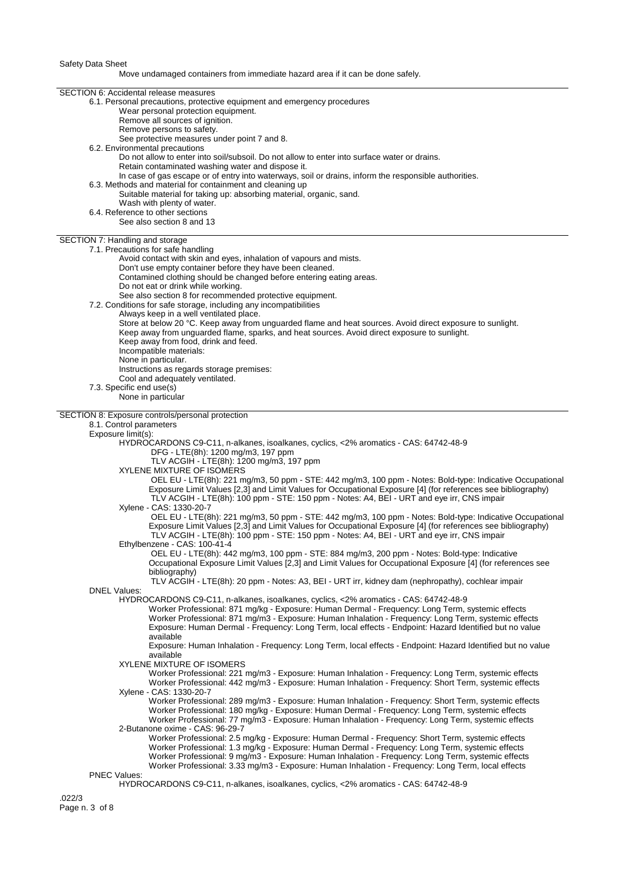Move undamaged containers from immediate hazard area if it can be done safely.

## SECTION 6: Accidental release measures

### 6.1. Personal precautions, protective equipment and emergency procedures

Wear personal protection equipment.
Remove all sources of ignition.
Remove persons to safety.
See protective measures under point 7 and 8.

### 6.2. Environmental precautions

Do not allow to enter into soil/subsoil. Do not allow to enter into surface water or drains.
Retain contaminated washing water and dispose it.
In case of gas escape or of entry into waterways, soil or drains, inform the responsible authorities.

### 6.3. Methods and material for containment and cleaning up

Suitable material for taking up: absorbing material, organic, sand.
Wash with plenty of water.

### 6.4. Reference to other sections

See also section 8 and 13

## SECTION 7: Handling and storage

### 7.1. Precautions for safe handling

Avoid contact with skin and eyes, inhalation of vapours and mists.
Don't use empty container before they have been cleaned.
Contamined clothing should be changed before entering eating areas.
Do not eat or drink while working.
See also section 8 for recommended protective equipment.

### 7.2. Conditions for safe storage, including any incompatibilities

Always keep in a well ventilated place.
Store at below 20 °C. Keep away from unguarded flame and heat sources. Avoid direct exposure to sunlight.
Keep away from unguarded flame, sparks, and heat sources. Avoid direct exposure to sunlight.
Keep away from food, drink and feed.
Incompatible materials:
None in particular.
Instructions as regards storage premises:
Cool and adequately ventilated.

### 7.3. Specific end use(s)

None in particular

## SECTION 8: Exposure controls/personal protection

### 8.1. Control parameters

Exposure limit(s):

HYDROCARDONS C9-C11, n-alkanes, isoalkanes, cyclics, <2% aromatics - CAS: 64742-48-9
- DFG - LTE(8h): 1200 mg/m3, 197 ppm
- TLV ACGIH - LTE(8h): 1200 mg/m3, 197 ppm

XYLENE MIXTURE OF ISOMERS
- OEL EU - LTE(8h): 221 mg/m3, 50 ppm - STE: 442 mg/m3, 100 ppm - Notes: Bold-type: Indicative Occupational Exposure Limit Values [2,3] and Limit Values for Occupational Exposure [4] (for references see bibliography)
- TLV ACGIH - LTE(8h): 100 ppm - STE: 150 ppm - Notes: A4, BEI - URT and eye irr, CNS impair

Xylene - CAS: 1330-20-7
- OEL EU - LTE(8h): 221 mg/m3, 50 ppm - STE: 442 mg/m3, 100 ppm - Notes: Bold-type: Indicative Occupational Exposure Limit Values [2,3] and Limit Values for Occupational Exposure [4] (for references see bibliography)
- TLV ACGIH - LTE(8h): 100 ppm - STE: 150 ppm - Notes: A4, BEI - URT and eye irr, CNS impair

Ethylbenzene - CAS: 100-41-4
- OEL EU - LTE(8h): 442 mg/m3, 100 ppm - STE: 884 mg/m3, 200 ppm - Notes: Bold-type: Indicative Occupational Exposure Limit Values [2,3] and Limit Values for Occupational Exposure [4] (for references see bibliography)
- TLV ACGIH - LTE(8h): 20 ppm - Notes: A3, BEI - URT irr, kidney dam (nephropathy), cochlear impair

DNEL Values:

HYDROCARDONS C9-C11, n-alkanes, isoalkanes, cyclics, <2% aromatics - CAS: 64742-48-9
- Worker Professional: 871 mg/kg - Exposure: Human Dermal - Frequency: Long Term, systemic effects
- Worker Professional: 871 mg/m3 - Exposure: Human Inhalation - Frequency: Long Term, systemic effects
- Exposure: Human Dermal - Frequency: Long Term, local effects - Endpoint: Hazard Identified but no value available
- Exposure: Human Inhalation - Frequency: Long Term, local effects - Endpoint: Hazard Identified but no value available

XYLENE MIXTURE OF ISOMERS
- Worker Professional: 221 mg/m3 - Exposure: Human Inhalation - Frequency: Long Term, systemic effects
- Worker Professional: 442 mg/m3 - Exposure: Human Inhalation - Frequency: Short Term, systemic effects

Xylene - CAS: 1330-20-7
- Worker Professional: 289 mg/m3 - Exposure: Human Inhalation - Frequency: Short Term, systemic effects
- Worker Professional: 180 mg/kg - Exposure: Human Dermal - Frequency: Long Term, systemic effects
- Worker Professional: 77 mg/m3 - Exposure: Human Inhalation - Frequency: Long Term, systemic effects

2-Butanone oxime - CAS: 96-29-7
- Worker Professional: 2.5 mg/kg - Exposure: Human Dermal - Frequency: Short Term, systemic effects
- Worker Professional: 1.3 mg/kg - Exposure: Human Dermal - Frequency: Long Term, systemic effects
- Worker Professional: 9 mg/m3 - Exposure: Human Inhalation - Frequency: Long Term, systemic effects
- Worker Professional: 3.33 mg/m3 - Exposure: Human Inhalation - Frequency: Long Term, local effects

PNEC Values:

HYDROCARDONS C9-C11, n-alkanes, isoalkanes, cyclics, <2% aromatics - CAS: 64742-48-9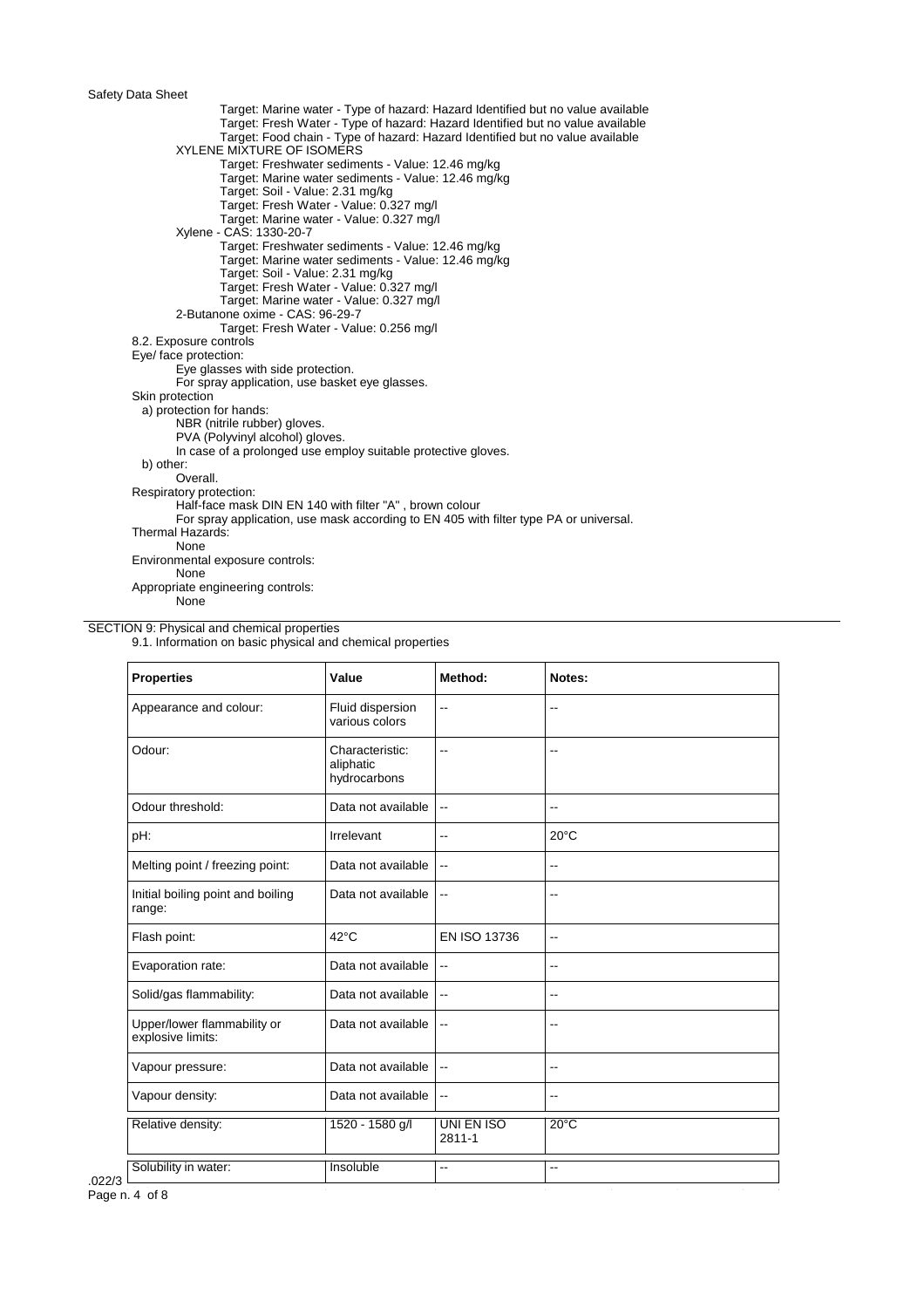Target: Marine water - Type of hazard: Hazard Identified but no value available
Target: Fresh Water - Type of hazard: Hazard Identified but no value available
Target: Food chain - Type of hazard: Hazard Identified but no value available

XYLENE MIXTURE OF ISOMERS

- Target: Freshwater sediments - Value: 12.46 mg/kg
- Target: Marine water sediments - Value: 12.46 mg/kg
- Target: Soil - Value: 2.31 mg/kg
- Target: Fresh Water - Value: 0.327 mg/l
- Target: Marine water - Value: 0.327 mg/l

Xylene - CAS: 1330-20-7

- Target: Freshwater sediments - Value: 12.46 mg/kg
- Target: Marine water sediments - Value: 12.46 mg/kg
- Target: Soil - Value: 2.31 mg/kg
- Target: Fresh Water - Value: 0.327 mg/l
- Target: Marine water - Value: 0.327 mg/l

2-Butanone oxime - CAS: 96-29-7

- Target: Fresh Water - Value: 0.256 mg/l

### 8.2. Exposure controls

Eye/ face protection:

Eye glasses with side protection.
For spray application, use basket eye glasses.

Skin protection

a) protection for hands:

NBR (nitrile rubber) gloves.
PVA (Polyvinyl alcohol) gloves.
In case of a prolonged use employ suitable protective gloves.

b) other:

Overall.

Respiratory protection:

Half-face mask DIN EN 140 with filter "A" , brown colour
For spray application, use mask according to EN 405 with filter type PA or universal.

Thermal Hazards:

None

Environmental exposure controls:

None

Appropriate engineering controls:

None

## SECTION 9: Physical and chemical properties

### 9.1. Information on basic physical and chemical properties

| Properties | Value | Method: | Notes: |
|---|---|---|---|
| Appearance and colour: | Fluid dispersion various colors | -- | -- |
| Odour: | Characteristic: aliphatic hydrocarbons | -- | -- |
| Odour threshold: | Data not available | -- | -- |
| pH: | Irrelevant | -- | 20°C |
| Melting point / freezing point: | Data not available | -- | -- |
| Initial boiling point and boiling range: | Data not available | -- | -- |
| Flash point: | 42°C | EN ISO 13736 | -- |
| Evaporation rate: | Data not available | -- | -- |
| Solid/gas flammability: | Data not available | -- | -- |
| Upper/lower flammability or explosive limits: | Data not available | -- | -- |
| Vapour pressure: | Data not available | -- | -- |
| Vapour density: | Data not available | -- | -- |
| Relative density: | 1520 - 1580 g/l | UNI EN ISO 2811-1 | 20°C |
| Solubility in water: | Insoluble | -- | -- |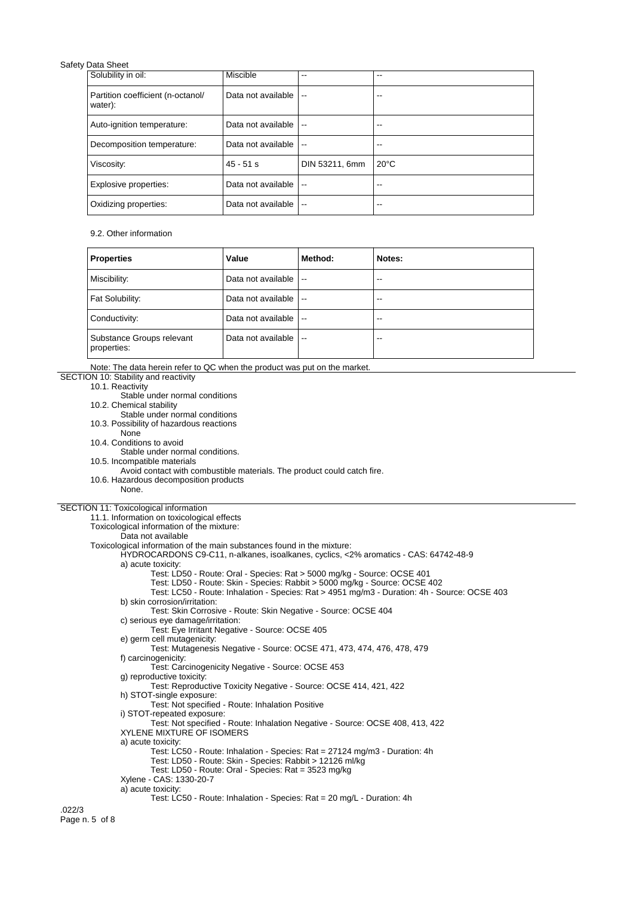| Solubility in oil: | Miscible | -- | -- |
|---|---|---|---|
| Partition coefficient (n-octanol/ water): | Data not available | -- | -- |
| Auto-ignition temperature: | Data not available | -- | -- |
| Decomposition temperature: | Data not available | -- | -- |
| Viscosity: | 45 - 51 s | DIN 53211, 6mm | 20°C |
| Explosive properties: | Data not available | -- | -- |
| Oxidizing properties: | Data not available | -- | -- |

9.2. Other information

| **Properties** | **Value** | **Method:** | **Notes:** |
|---|---|---|---|
| Miscibility: | Data not available | -- | -- |
| Fat Solubility: | Data not available | -- | -- |
| Conductivity: | Data not available | -- | -- |
| Substance Groups relevant properties: | Data not available | -- | -- |

Note: The data herein refer to QC when the product was put on the market.

## SECTION 10: Stability and reactivity

10.1. Reactivity
Stable under normal conditions

10.2. Chemical stability
Stable under normal conditions

10.3. Possibility of hazardous reactions
None

10.4. Conditions to avoid
Stable under normal conditions.

10.5. Incompatible materials
Avoid contact with combustible materials. The product could catch fire.

10.6. Hazardous decomposition products
None.

## SECTION 11: Toxicological information

11.1. Information on toxicological effects

Toxicological information of the mixture:
Data not available

Toxicological information of the main substances found in the mixture:

HYDROCARDONS C9-C11, n-alkanes, isoalkanes, cyclics, <2% aromatics - CAS: 64742-48-9

a) acute toxicity:
Test: LD50 - Route: Oral - Species: Rat > 5000 mg/kg - Source: OCSE 401
Test: LD50 - Route: Skin - Species: Rabbit > 5000 mg/kg - Source: OCSE 402
Test: LC50 - Route: Inhalation - Species: Rat > 4951 mg/m3 - Duration: 4h - Source: OCSE 403

b) skin corrosion/irritation:
Test: Skin Corrosive - Route: Skin Negative - Source: OCSE 404

c) serious eye damage/irritation:
Test: Eye Irritant Negative - Source: OCSE 405

e) germ cell mutagenicity:
Test: Mutagenesis Negative - Source: OCSE 471, 473, 474, 476, 478, 479

f) carcinogenicity:
Test: Carcinogenicity Negative - Source: OCSE 453

g) reproductive toxicity:
Test: Reproductive Toxicity Negative - Source: OCSE 414, 421, 422

h) STOT-single exposure:
Test: Not specified - Route: Inhalation Positive

i) STOT-repeated exposure:
Test: Not specified - Route: Inhalation Negative - Source: OCSE 408, 413, 422

XYLENE MIXTURE OF ISOMERS

a) acute toxicity:
Test: LC50 - Route: Inhalation - Species: Rat = 27124 mg/m3 - Duration: 4h
Test: LD50 - Route: Skin - Species: Rabbit > 12126 ml/kg
Test: LD50 - Route: Oral - Species: Rat = 3523 mg/kg

Xylene - CAS: 1330-20-7

a) acute toxicity:
Test: LC50 - Route: Inhalation - Species: Rat = 20 mg/L - Duration: 4h

.022/3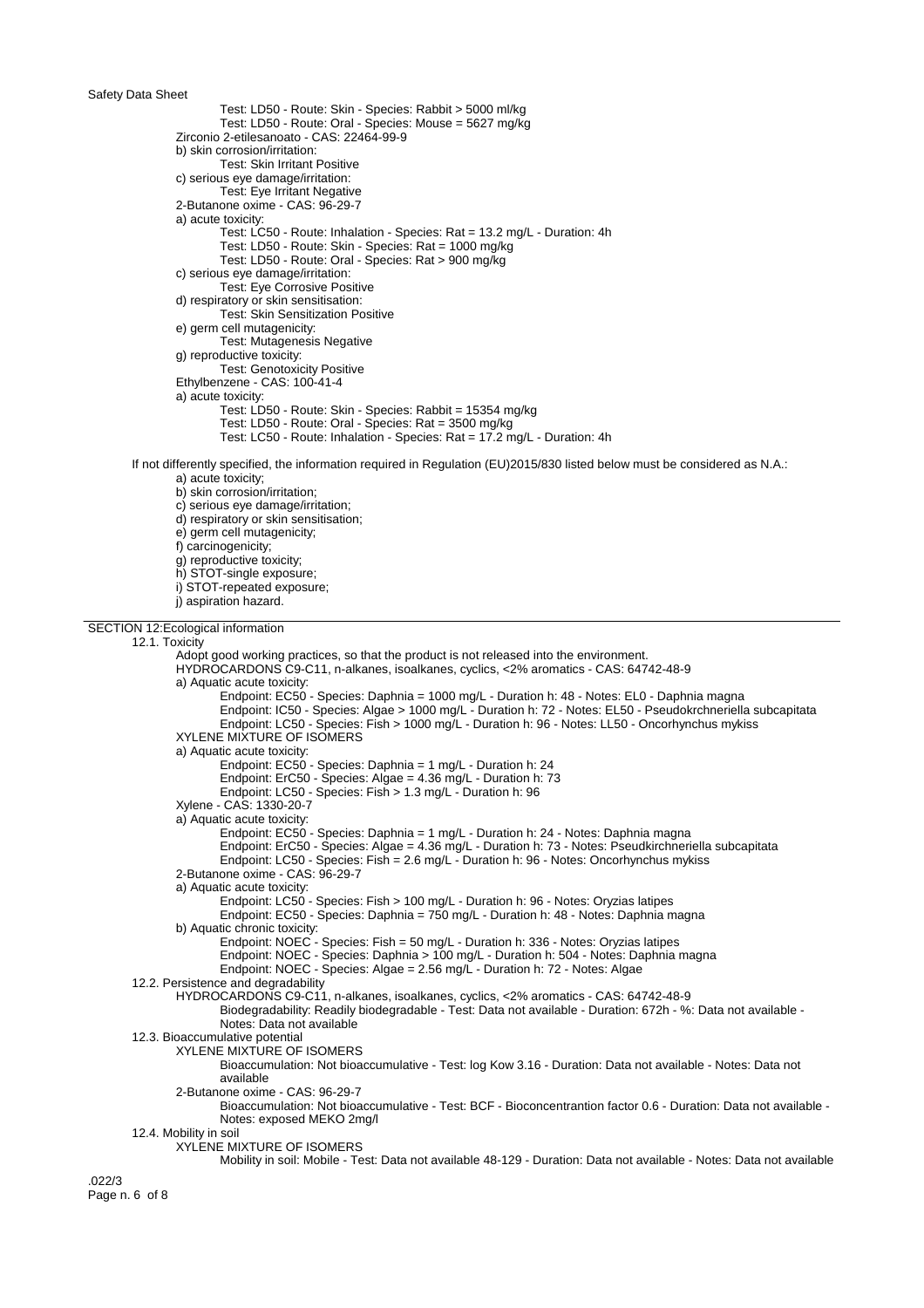Test: LD50 - Route: Skin - Species: Rabbit > 5000 ml/kg
Test: LD50 - Route: Oral - Species: Mouse = 5627 mg/kg

Zirconio 2-etilesanoato - CAS: 22464-99-9

b) skin corrosion/irritation:
Test: Skin Irritant Positive

c) serious eye damage/irritation:
Test: Eye Irritant Negative

2-Butanone oxime - CAS: 96-29-7

a) acute toxicity:
Test: LC50 - Route: Inhalation - Species: Rat = 13.2 mg/L - Duration: 4h
Test: LD50 - Route: Skin - Species: Rat = 1000 mg/kg
Test: LD50 - Route: Oral - Species: Rat > 900 mg/kg

c) serious eye damage/irritation:
Test: Eye Corrosive Positive

d) respiratory or skin sensitisation:
Test: Skin Sensitization Positive

e) germ cell mutagenicity:
Test: Mutagenesis Negative

g) reproductive toxicity:
Test: Genotoxicity Positive

Ethylbenzene - CAS: 100-41-4

a) acute toxicity:
Test: LD50 - Route: Skin - Species: Rabbit = 15354 mg/kg
Test: LD50 - Route: Oral - Species: Rat = 3500 mg/kg
Test: LC50 - Route: Inhalation - Species: Rat = 17.2 mg/L - Duration: 4h

If not differently specified, the information required in Regulation (EU)2015/830 listed below must be considered as N.A.:

a) acute toxicity;
b) skin corrosion/irritation;
c) serious eye damage/irritation;
d) respiratory or skin sensitisation;
e) germ cell mutagenicity;
f) carcinogenicity;
g) reproductive toxicity;
h) STOT-single exposure;
i) STOT-repeated exposure;
j) aspiration hazard.

## SECTION 12:Ecological information

### 12.1. Toxicity

Adopt good working practices, so that the product is not released into the environment.

HYDROCARDONS C9-C11, n-alkanes, isoalkanes, cyclics, <2% aromatics - CAS: 64742-48-9

a) Aquatic acute toxicity:
Endpoint: EC50 - Species: Daphnia = 1000 mg/L - Duration h: 48 - Notes: EL0 - Daphnia magna
Endpoint: IC50 - Species: Algae > 1000 mg/L - Duration h: 72 - Notes: EL50 - Pseudokrchneriella subcapitata
Endpoint: LC50 - Species: Fish > 1000 mg/L - Duration h: 96 - Notes: LL50 - Oncorhynchus mykiss

XYLENE MIXTURE OF ISOMERS

a) Aquatic acute toxicity:
Endpoint: EC50 - Species: Daphnia = 1 mg/L - Duration h: 24
Endpoint: ErC50 - Species: Algae = 4.36 mg/L - Duration h: 73
Endpoint: LC50 - Species: Fish > 1.3 mg/L - Duration h: 96

Xylene - CAS: 1330-20-7

a) Aquatic acute toxicity:
Endpoint: EC50 - Species: Daphnia = 1 mg/L - Duration h: 24 - Notes: Daphnia magna
Endpoint: ErC50 - Species: Algae = 4.36 mg/L - Duration h: 73 - Notes: Pseudkirchneriella subcapitata
Endpoint: LC50 - Species: Fish = 2.6 mg/L - Duration h: 96 - Notes: Oncorhynchus mykiss

2-Butanone oxime - CAS: 96-29-7

a) Aquatic acute toxicity:
Endpoint: LC50 - Species: Fish > 100 mg/L - Duration h: 96 - Notes: Oryzias latipes
Endpoint: EC50 - Species: Daphnia = 750 mg/L - Duration h: 48 - Notes: Daphnia magna

b) Aquatic chronic toxicity:
Endpoint: NOEC - Species: Fish = 50 mg/L - Duration h: 336 - Notes: Oryzias latipes
Endpoint: NOEC - Species: Daphnia > 100 mg/L - Duration h: 504 - Notes: Daphnia magna
Endpoint: NOEC - Species: Algae = 2.56 mg/L - Duration h: 72 - Notes: Algae

### 12.2. Persistence and degradability

HYDROCARDONS C9-C11, n-alkanes, isoalkanes, cyclics, <2% aromatics - CAS: 64742-48-9
Biodegradability: Readily biodegradable - Test: Data not available - Duration: 672h - %: Data not available - Notes: Data not available

### 12.3. Bioaccumulative potential

XYLENE MIXTURE OF ISOMERS
Bioaccumulation: Not bioaccumulative - Test: log Kow 3.16 - Duration: Data not available - Notes: Data not available

2-Butanone oxime - CAS: 96-29-7
Bioaccumulation: Not bioaccumulative - Test: BCF - Bioconcentrantion factor 0.6 - Duration: Data not available - Notes: exposed MEKO 2mg/l

### 12.4. Mobility in soil

XYLENE MIXTURE OF ISOMERS
Mobility in soil: Mobile - Test: Data not available 48-129 - Duration: Data not available - Notes: Data not available

.022/3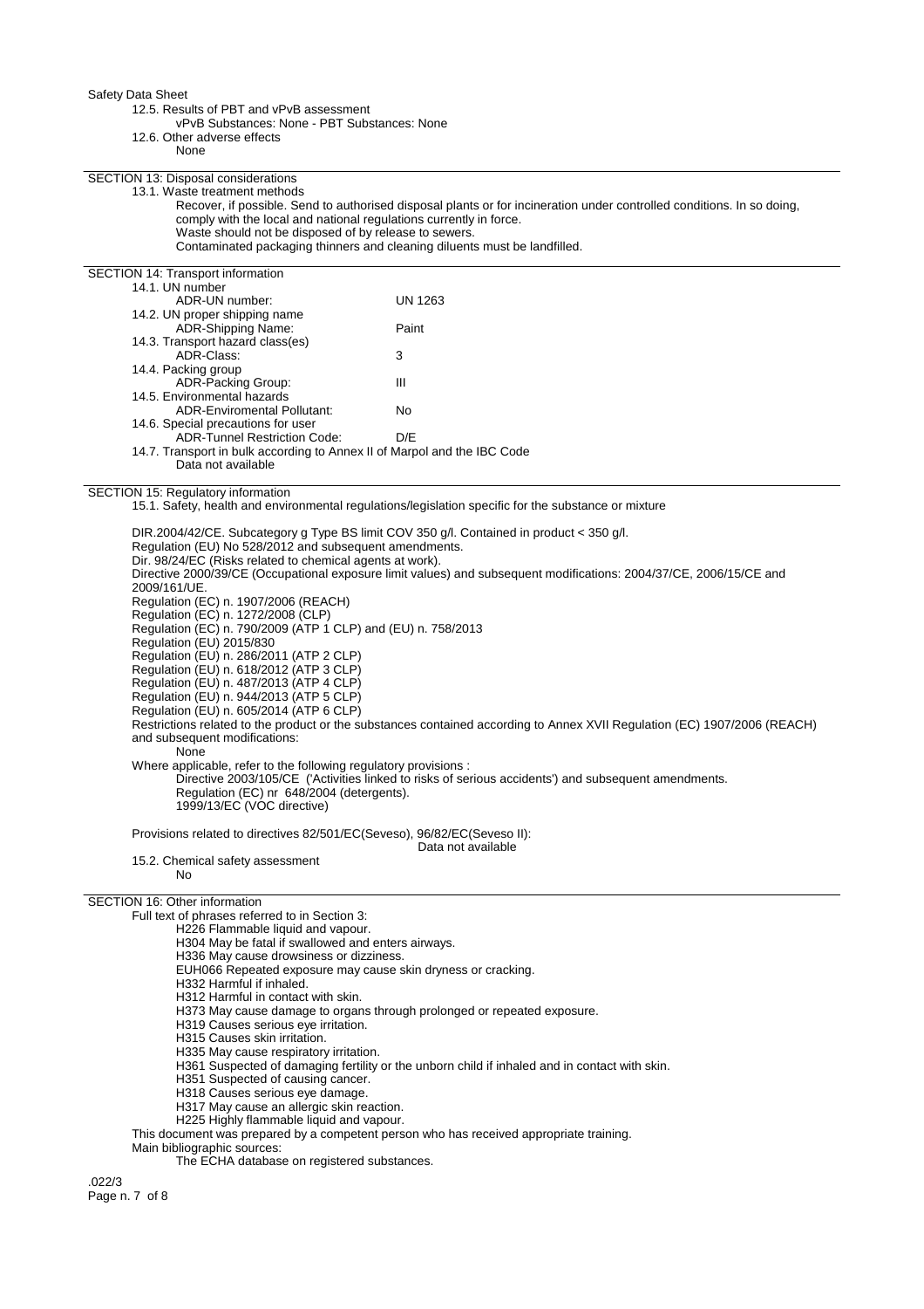12.5. Results of PBT and vPvB assessment

vPvB Substances: None - PBT Substances: None

12.6. Other adverse effects

None

## SECTION 13: Disposal considerations

13.1. Waste treatment methods

Recover, if possible. Send to authorised disposal plants or for incineration under controlled conditions. In so doing, comply with the local and national regulations currently in force.
Waste should not be disposed of by release to sewers.
Contaminated packaging thinners and cleaning diluents must be landfilled.

## SECTION 14: Transport information

| | |
|---|---|
| 14.1. UN number | |
| ADR-UN number: | UN 1263 |
| 14.2. UN proper shipping name | |
| ADR-Shipping Name: | Paint |
| 14.3. Transport hazard class(es) | |
| ADR-Class: | 3 |
| 14.4. Packing group | |
| ADR-Packing Group: | III |
| 14.5. Environmental hazards | |
| ADR-Enviromental Pollutant: | No |
| 14.6. Special precautions for user | |
| ADR-Tunnel Restriction Code: | D/E |

14.7. Transport in bulk according to Annex II of Marpol and the IBC Code

Data not available

## SECTION 15: Regulatory information

15.1. Safety, health and environmental regulations/legislation specific for the substance or mixture

DIR.2004/42/CE. Subcategory g Type BS limit COV 350 g/l. Contained in product < 350 g/l.
Regulation (EU) No 528/2012 and subsequent amendments.
Dir. 98/24/EC (Risks related to chemical agents at work).
Directive 2000/39/CE (Occupational exposure limit values) and subsequent modifications: 2004/37/CE, 2006/15/CE and 2009/161/UE.
Regulation (EC) n. 1907/2006 (REACH)
Regulation (EC) n. 1272/2008 (CLP)
Regulation (EC) n. 790/2009 (ATP 1 CLP) and (EU) n. 758/2013
Regulation (EU) 2015/830
Regulation (EU) n. 286/2011 (ATP 2 CLP)
Regulation (EU) n. 618/2012 (ATP 3 CLP)
Regulation (EU) n. 487/2013 (ATP 4 CLP)
Regulation (EU) n. 944/2013 (ATP 5 CLP)
Regulation (EU) n. 605/2014 (ATP 6 CLP)
Restrictions related to the product or the substances contained according to Annex XVII Regulation (EC) 1907/2006 (REACH) and subsequent modifications:

None

Where applicable, refer to the following regulatory provisions :

Directive 2003/105/CE ('Activities linked to risks of serious accidents') and subsequent amendments.
Regulation (EC) nr 648/2004 (detergents).
1999/13/EC (VOC directive)

Provisions related to directives 82/501/EC(Seveso), 96/82/EC(Seveso II):

Data not available

15.2. Chemical safety assessment

No

## SECTION 16: Other information

Full text of phrases referred to in Section 3:

H226 Flammable liquid and vapour.
H304 May be fatal if swallowed and enters airways.
H336 May cause drowsiness or dizziness.
EUH066 Repeated exposure may cause skin dryness or cracking.
H332 Harmful if inhaled.
H312 Harmful in contact with skin.
H373 May cause damage to organs through prolonged or repeated exposure.
H319 Causes serious eye irritation.
H315 Causes skin irritation.
H335 May cause respiratory irritation.
H361 Suspected of damaging fertility or the unborn child if inhaled and in contact with skin.
H351 Suspected of causing cancer.
H318 Causes serious eye damage.
H317 May cause an allergic skin reaction.
H225 Highly flammable liquid and vapour.

This document was prepared by a competent person who has received appropriate training.
Main bibliographic sources:

The ECHA database on registered substances.

.022/3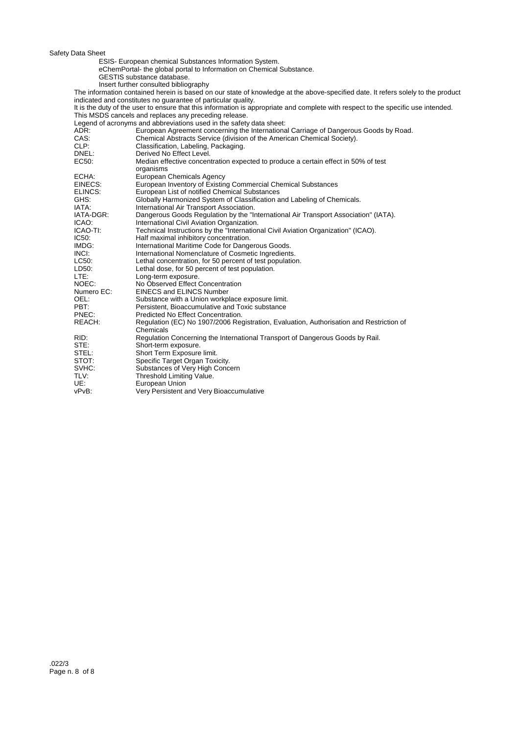ESIS- European chemical Substances Information System.
eChemPortal- the global portal to Information on Chemical Substance.
GESTIS substance database.
Insert further consulted bibliography

The information contained herein is based on our state of knowledge at the above-specified date. It refers solely to the product indicated and constitutes no guarantee of particular quality.

It is the duty of the user to ensure that this information is appropriate and complete with respect to the specific use intended.

This MSDS cancels and replaces any preceding release.

Legend of acronyms and abbreviations used in the safety data sheet:

| | |
|---|---|
| ADR: | European Agreement concerning the International Carriage of Dangerous Goods by Road. |
| CAS: | Chemical Abstracts Service (division of the American Chemical Society). |
| CLP: | Classification, Labeling, Packaging. |
| DNEL: | Derived No Effect Level. |
| EC50: | Median effective concentration expected to produce a certain effect in 50% of test organisms |
| ECHA: | European Chemicals Agency |
| EINECS: | European Inventory of Existing Commercial Chemical Substances |
| ELINCS: | European List of notified Chemical Substances |
| GHS: | Globally Harmonized System of Classification and Labeling of Chemicals. |
| IATA: | International Air Transport Association. |
| IATA-DGR: | Dangerous Goods Regulation by the "International Air Transport Association" (IATA). |
| ICAO: | International Civil Aviation Organization. |
| ICAO-TI: | Technical Instructions by the "International Civil Aviation Organization" (ICAO). |
| IC50: | Half maximal inhibitory concentration. |
| IMDG: | International Maritime Code for Dangerous Goods. |
| INCI: | International Nomenclature of Cosmetic Ingredients. |
| LC50: | Lethal concentration, for 50 percent of test population. |
| LD50: | Lethal dose, for 50 percent of test population. |
| LTE: | Long-term exposure. |
| NOEC: | No Observed Effect Concentration |
| Numero EC: | EINECS and ELINCS Number |
| OEL: | Substance with a Union workplace exposure limit. |
| PBT: | Persistent, Bioaccumulative and Toxic substance |
| PNEC: | Predicted No Effect Concentration. |
| REACH: | Regulation (EC) No 1907/2006 Registration, Evaluation, Authorisation and Restriction of Chemicals |
| RID: | Regulation Concerning the International Transport of Dangerous Goods by Rail. |
| STE: | Short-term exposure. |
| STEL: | Short Term Exposure limit. |
| STOT: | Specific Target Organ Toxicity. |
| SVHC: | Substances of Very High Concern |
| TLV: | Threshold Limiting Value. |
| UE: | European Union |
| vPvB: | Very Persistent and Very Bioaccumulative |